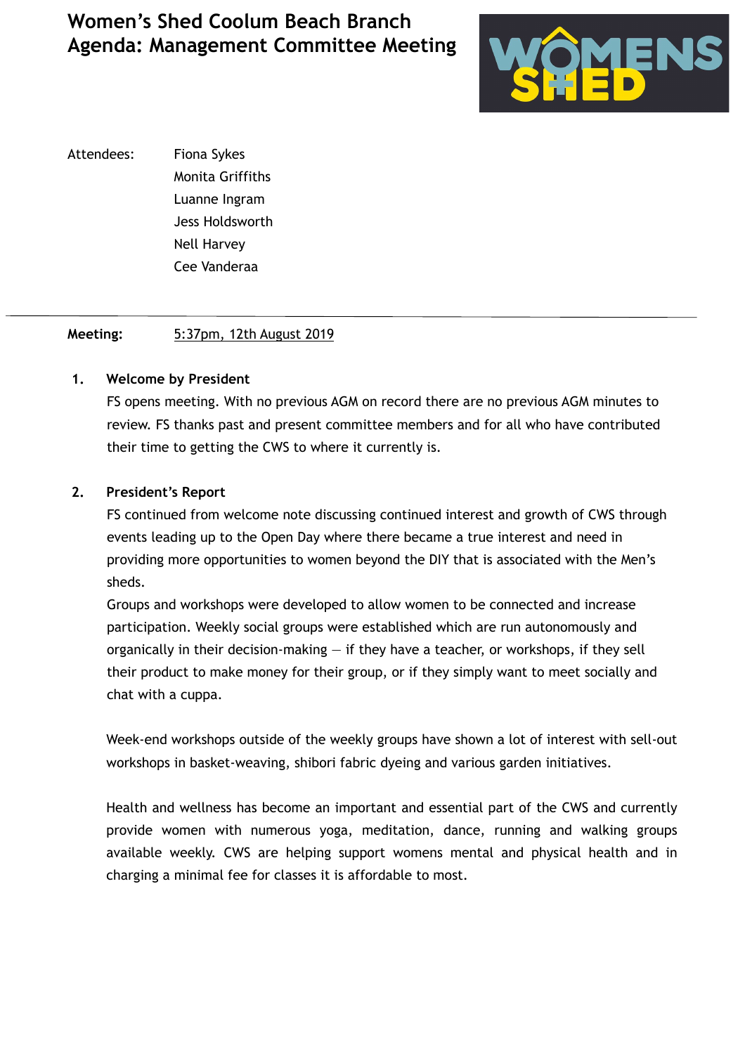# Women's Shed Coolum Beach Branch
# Agenda: Management Committee Meeting

Attendees: Fiona Sykes
Monita Griffiths
Luanne Ingram
Jess Holdsworth
Nell Harvey
Cee Vanderaa

---

**Meeting:** 5:37pm, 12th August 2019

1. **Welcome by President**

   FS opens meeting. With no previous AGM on record there are no previous AGM minutes to review. FS thanks past and present committee members and for all who have contributed their time to getting the CWS to where it currently is.

2. **President's Report**

   FS continued from welcome note discussing continued interest and growth of CWS through events leading up to the Open Day where there became a true interest and need in providing more opportunities to women beyond the DIY that is associated with the Men's sheds.

   Groups and workshops were developed to allow women to be connected and increase participation. Weekly social groups were established which are run autonomously and organically in their decision-making – if they have a teacher, or workshops, if they sell their product to make money for their group, or if they simply want to meet socially and chat with a cuppa.

   Week-end workshops outside of the weekly groups have shown a lot of interest with sell-out workshops in basket-weaving, shibori fabric dyeing and various garden initiatives.

   Health and wellness has become an important and essential part of the CWS and currently provide women with numerous yoga, meditation, dance, running and walking groups available weekly. CWS are helping support womens mental and physical health and in charging a minimal fee for classes it is affordable to most.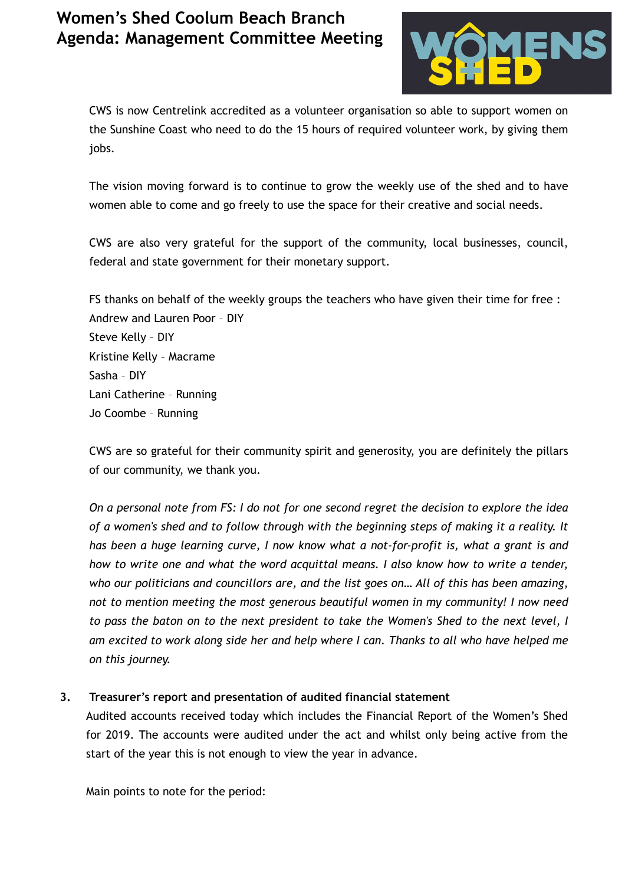CWS is now Centrelink accredited as a volunteer organisation so able to support women on the Sunshine Coast who need to do the 15 hours of required volunteer work, by giving them jobs.

The vision moving forward is to continue to grow the weekly use of the shed and to have women able to come and go freely to use the space for their creative and social needs.

CWS are also very grateful for the support of the community, local businesses, council, federal and state government for their monetary support.

FS thanks on behalf of the weekly groups the teachers who have given their time for free :
Andrew and Lauren Poor – DIY
Steve Kelly – DIY
Kristine Kelly – Macrame
Sasha – DIY
Lani Catherine – Running
Jo Coombe – Running

CWS are so grateful for their community spirit and generosity, you are definitely the pillars of our community, we thank you.

*On a personal note from FS: I do not for one second regret the decision to explore the idea of a women's shed and to follow through with the beginning steps of making it a reality. It has been a huge learning curve, I now know what a not-for-profit is, what a grant is and how to write one and what the word acquittal means. I also know how to write a tender, who our politicians and councillors are, and the list goes on… All of this has been amazing, not to mention meeting the most generous beautiful women in my community! I now need to pass the baton on to the next president to take the Women's Shed to the next level, I am excited to work along side her and help where I can. Thanks to all who have helped me on this journey.*

**3. Treasurer's report and presentation of audited financial statement**

Audited accounts received today which includes the Financial Report of the Women's Shed for 2019. The accounts were audited under the act and whilst only being active from the start of the year this is not enough to view the year in advance.

Main points to note for the period: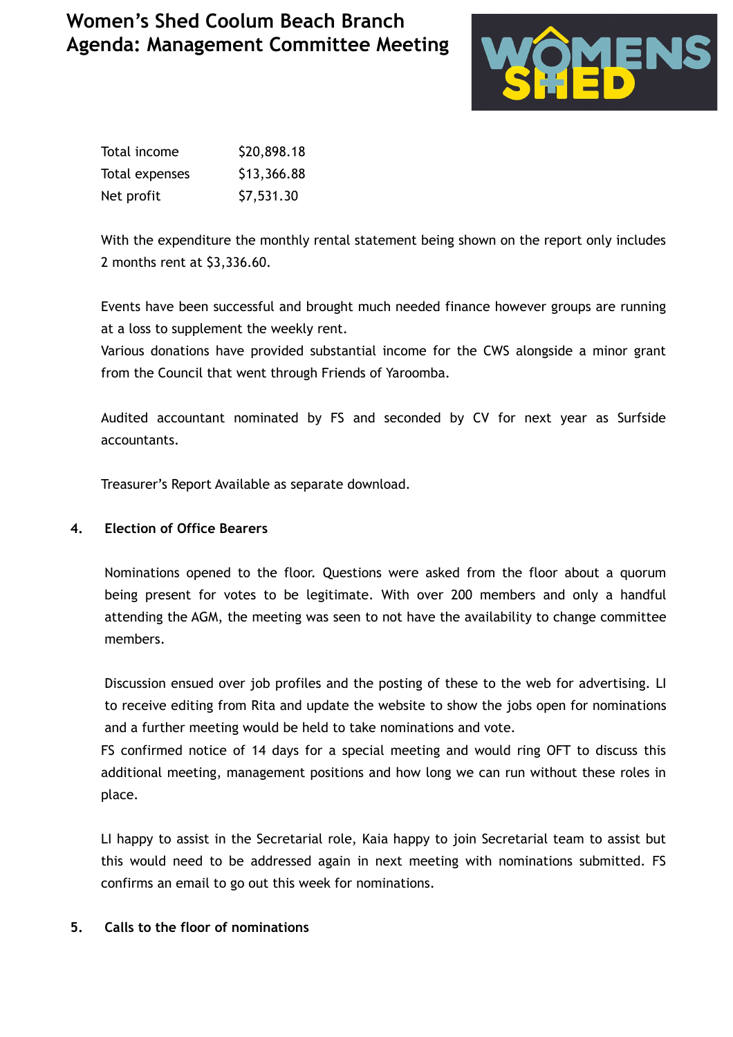| | |
|---|---|
| Total income | $20,898.18 |
| Total expenses | $13,366.88 |
| Net profit | $7,531.30 |

With the expenditure the monthly rental statement being shown on the report only includes 2 months rent at $3,336.60.

Events have been successful and brought much needed finance however groups are running at a loss to supplement the weekly rent.
Various donations have provided substantial income for the CWS alongside a minor grant from the Council that went through Friends of Yaroomba.

Audited accountant nominated by FS and seconded by CV for next year as Surfside accountants.

Treasurer's Report Available as separate download.

**4. Election of Office Bearers**

Nominations opened to the floor. Questions were asked from the floor about a quorum being present for votes to be legitimate. With over 200 members and only a handful attending the AGM, the meeting was seen to not have the availability to change committee members.

Discussion ensued over job profiles and the posting of these to the web for advertising. LI to receive editing from Rita and update the website to show the jobs open for nominations and a further meeting would be held to take nominations and vote.
FS confirmed notice of 14 days for a special meeting and would ring OFT to discuss this additional meeting, management positions and how long we can run without these roles in place.

LI happy to assist in the Secretarial role, Kaia happy to join Secretarial team to assist but this would need to be addressed again in next meeting with nominations submitted. FS confirms an email to go out this week for nominations.

**5. Calls to the floor of nominations**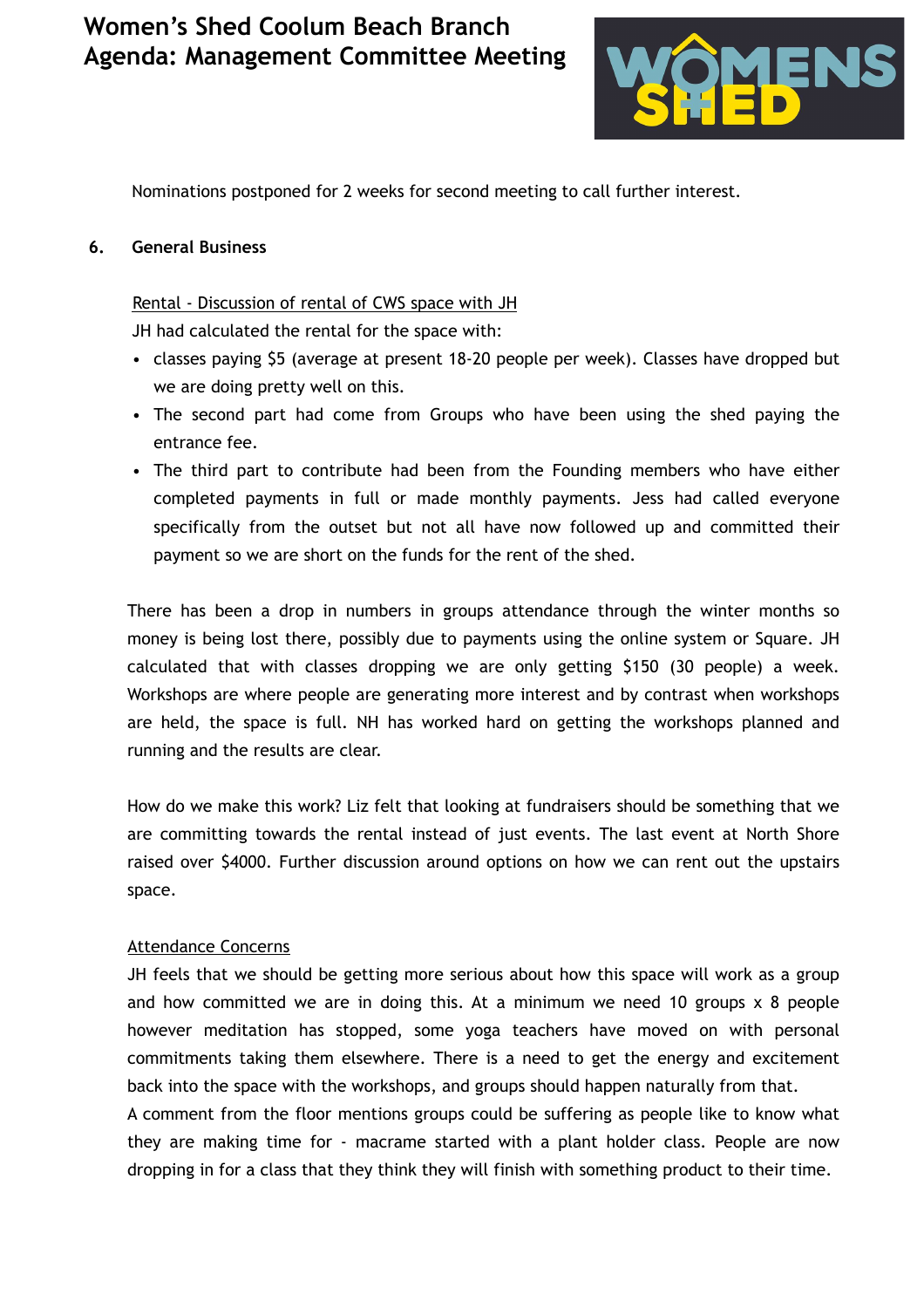Nominations postponed for 2 weeks for second meeting to call further interest.

## 6. General Business

Rental - Discussion of rental of CWS space with JH

JH had calculated the rental for the space with:

- classes paying $5 (average at present 18-20 people per week). Classes have dropped but we are doing pretty well on this.
- The second part had come from Groups who have been using the shed paying the entrance fee.
- The third part to contribute had been from the Founding members who have either completed payments in full or made monthly payments. Jess had called everyone specifically from the outset but not all have now followed up and committed their payment so we are short on the funds for the rent of the shed.

There has been a drop in numbers in groups attendance through the winter months so money is being lost there, possibly due to payments using the online system or Square. JH calculated that with classes dropping we are only getting $150 (30 people) a week. Workshops are where people are generating more interest and by contrast when workshops are held, the space is full. NH has worked hard on getting the workshops planned and running and the results are clear.

How do we make this work? Liz felt that looking at fundraisers should be something that we are committing towards the rental instead of just events. The last event at North Shore raised over $4000. Further discussion around options on how we can rent out the upstairs space.

Attendance Concerns

JH feels that we should be getting more serious about how this space will work as a group and how committed we are in doing this. At a minimum we need 10 groups x 8 people however meditation has stopped, some yoga teachers have moved on with personal commitments taking them elsewhere. There is a need to get the energy and excitement back into the space with the workshops, and groups should happen naturally from that.

A comment from the floor mentions groups could be suffering as people like to know what they are making time for - macrame started with a plant holder class. People are now dropping in for a class that they think they will finish with something product to their time.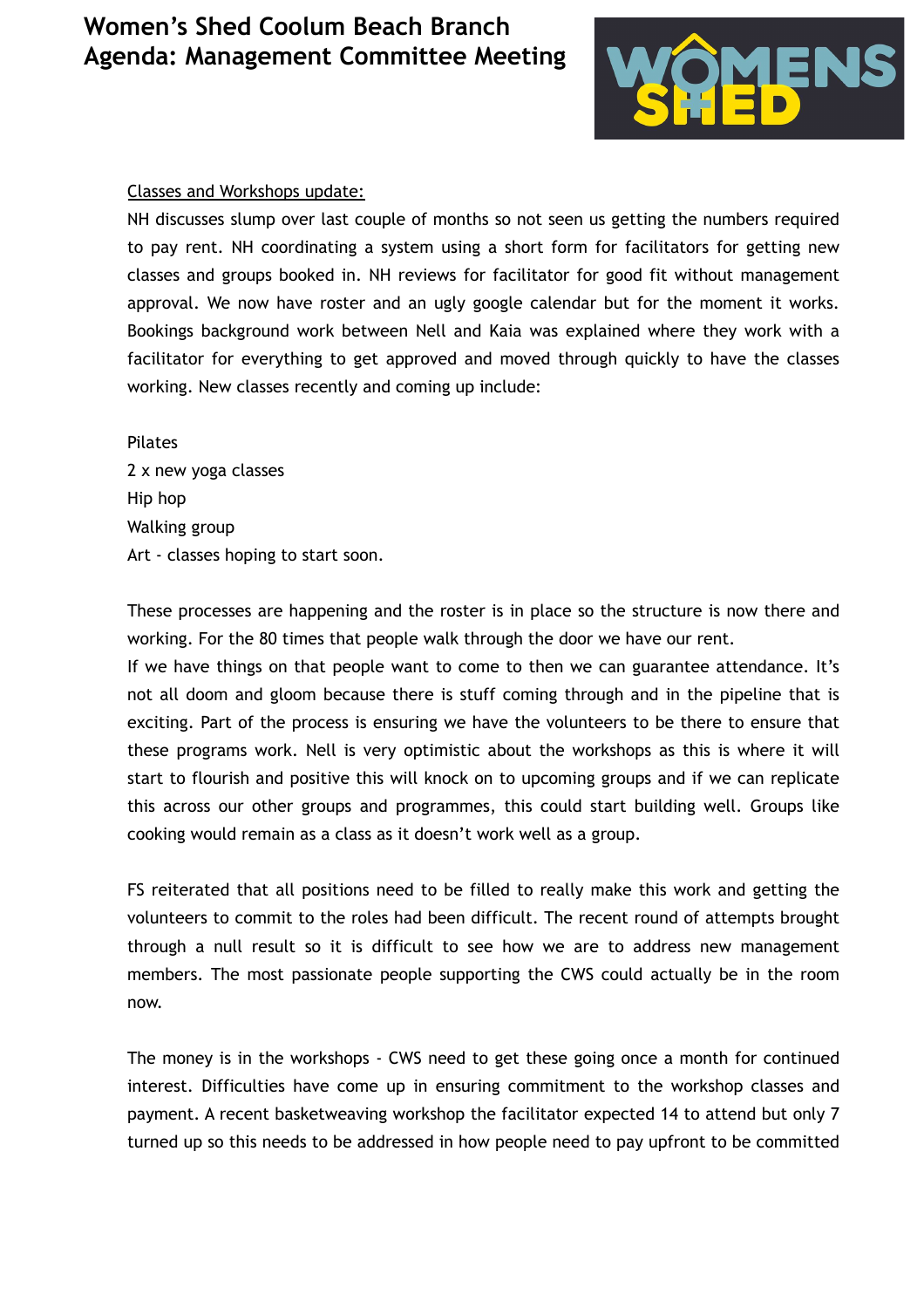Classes and Workshops update:

NH discusses slump over last couple of months so not seen us getting the numbers required to pay rent. NH coordinating a system using a short form for facilitators for getting new classes and groups booked in. NH reviews for facilitator for good fit without management approval. We now have roster and an ugly google calendar but for the moment it works. Bookings background work between Nell and Kaia was explained where they work with a facilitator for everything to get approved and moved through quickly to have the classes working. New classes recently and coming up include:

Pilates
2 x new yoga classes
Hip hop
Walking group
Art - classes hoping to start soon.

These processes are happening and the roster is in place so the structure is now there and working. For the 80 times that people walk through the door we have our rent.
If we have things on that people want to come to then we can guarantee attendance. It's not all doom and gloom because there is stuff coming through and in the pipeline that is exciting. Part of the process is ensuring we have the volunteers to be there to ensure that these programs work. Nell is very optimistic about the workshops as this is where it will start to flourish and positive this will knock on to upcoming groups and if we can replicate this across our other groups and programmes, this could start building well. Groups like cooking would remain as a class as it doesn't work well as a group.

FS reiterated that all positions need to be filled to really make this work and getting the volunteers to commit to the roles had been difficult. The recent round of attempts brought through a null result so it is difficult to see how we are to address new management members. The most passionate people supporting the CWS could actually be in the room now.

The money is in the workshops - CWS need to get these going once a month for continued interest. Difficulties have come up in ensuring commitment to the workshop classes and payment. A recent basketweaving workshop the facilitator expected 14 to attend but only 7 turned up so this needs to be addressed in how people need to pay upfront to be committed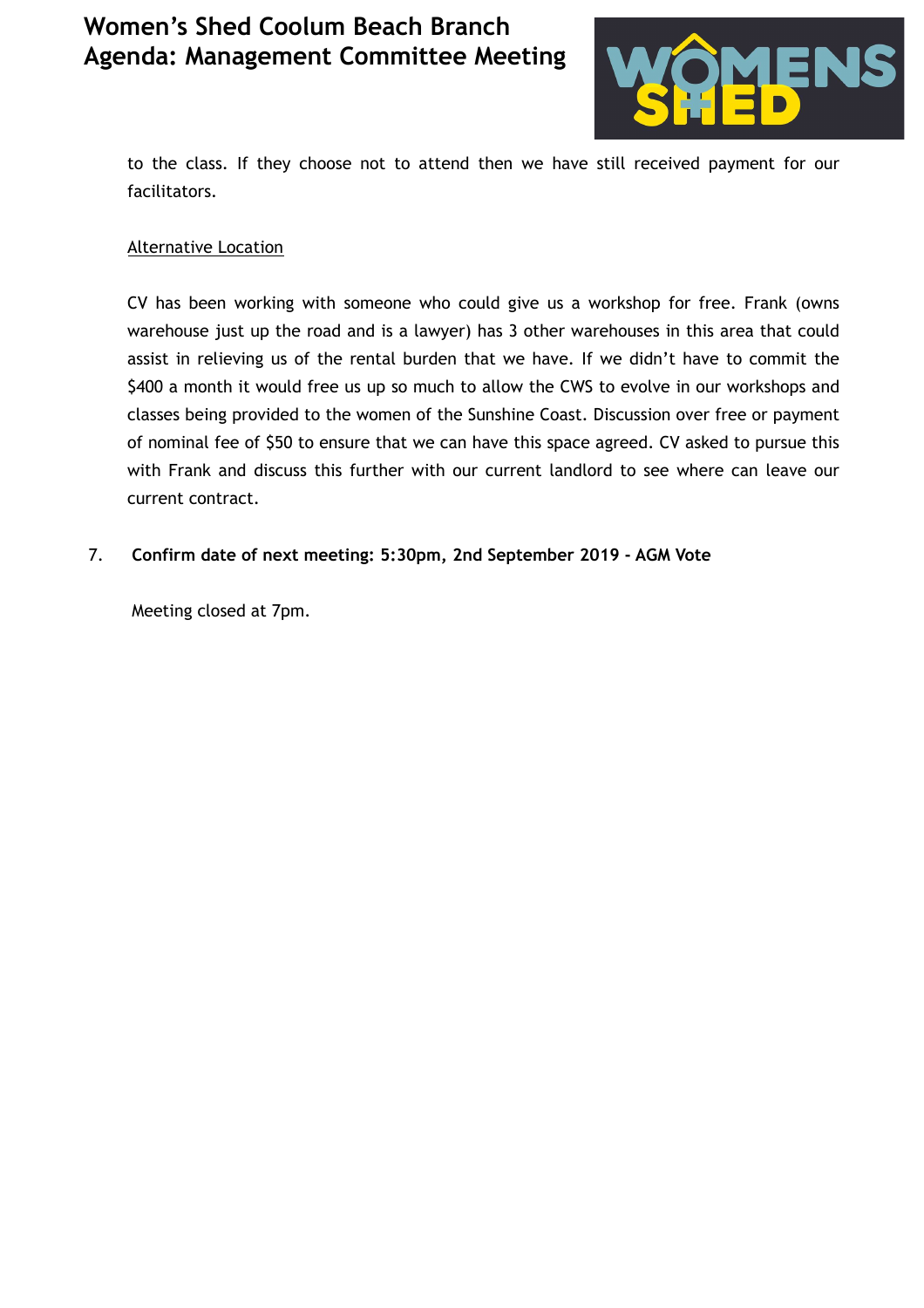to the class. If they choose not to attend then we have still received payment for our facilitators.

Alternative Location

CV has been working with someone who could give us a workshop for free. Frank (owns warehouse just up the road and is a lawyer) has 3 other warehouses in this area that could assist in relieving us of the rental burden that we have. If we didn't have to commit the $400 a month it would free us up so much to allow the CWS to evolve in our workshops and classes being provided to the women of the Sunshine Coast. Discussion over free or payment of nominal fee of $50 to ensure that we can have this space agreed. CV asked to pursue this with Frank and discuss this further with our current landlord to see where can leave our current contract.

7. **Confirm date of next meeting: 5:30pm, 2nd September 2019 - AGM Vote**

Meeting closed at 7pm.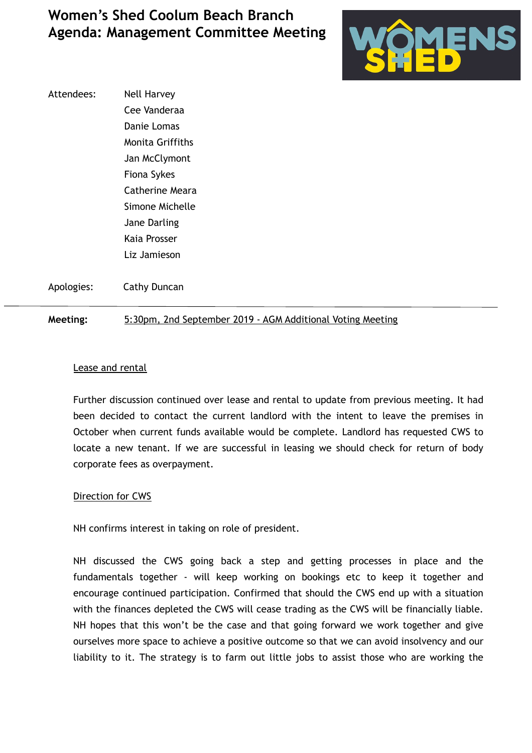# Women's Shed Coolum Beach Branch
# Agenda: Management Committee Meeting

Attendees: Nell Harvey
Cee Vanderaa
Danie Lomas
Monita Griffiths
Jan McClymont
Fiona Sykes
Catherine Meara
Simone Michelle
Jane Darling
Kaia Prosser
Liz Jamieson

Apologies: Cathy Duncan

---

**Meeting:** 5:30pm, 2nd September 2019 - AGM Additional Voting Meeting

Lease and rental

Further discussion continued over lease and rental to update from previous meeting. It had been decided to contact the current landlord with the intent to leave the premises in October when current funds available would be complete. Landlord has requested CWS to locate a new tenant. If we are successful in leasing we should check for return of body corporate fees as overpayment.

Direction for CWS

NH confirms interest in taking on role of president.

NH discussed the CWS going back a step and getting processes in place and the fundamentals together - will keep working on bookings etc to keep it together and encourage continued participation. Confirmed that should the CWS end up with a situation with the finances depleted the CWS will cease trading as the CWS will be financially liable. NH hopes that this won't be the case and that going forward we work together and give ourselves more space to achieve a positive outcome so that we can avoid insolvency and our liability to it. The strategy is to farm out little jobs to assist those who are working the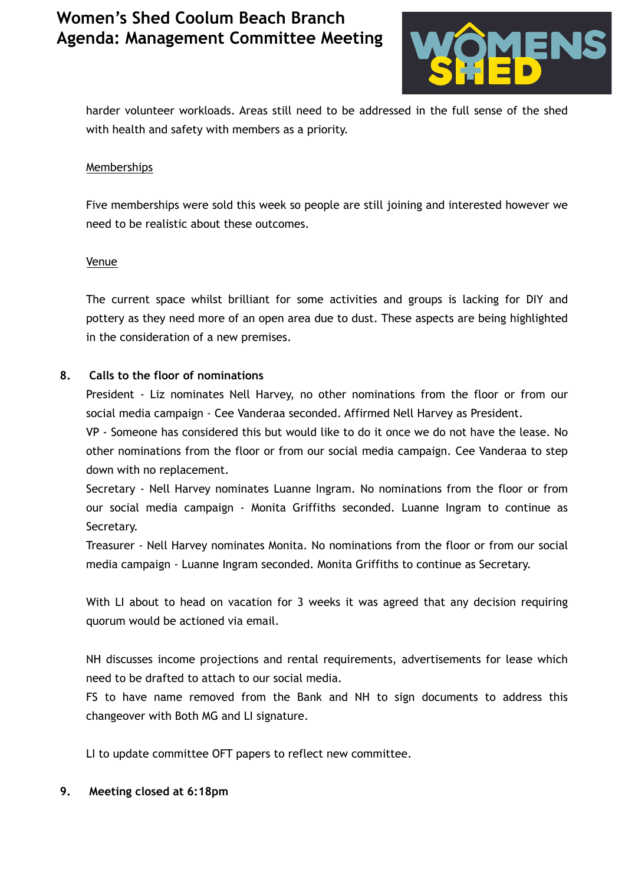harder volunteer workloads. Areas still need to be addressed in the full sense of the shed with health and safety with members as a priority.

Memberships

Five memberships were sold this week so people are still joining and interested however we need to be realistic about these outcomes.

Venue

The current space whilst brilliant for some activities and groups is lacking for DIY and pottery as they need more of an open area due to dust. These aspects are being highlighted in the consideration of a new premises.

**8. Calls to the floor of nominations**

President - Liz nominates Nell Harvey, no other nominations from the floor or from our social media campaign - Cee Vanderaa seconded. Affirmed Nell Harvey as President.

VP - Someone has considered this but would like to do it once we do not have the lease. No other nominations from the floor or from our social media campaign. Cee Vanderaa to step down with no replacement.

Secretary - Nell Harvey nominates Luanne Ingram. No nominations from the floor or from our social media campaign - Monita Griffiths seconded. Luanne Ingram to continue as Secretary.

Treasurer - Nell Harvey nominates Monita. No nominations from the floor or from our social media campaign - Luanne Ingram seconded. Monita Griffiths to continue as Secretary.

With LI about to head on vacation for 3 weeks it was agreed that any decision requiring quorum would be actioned via email.

NH discusses income projections and rental requirements, advertisements for lease which need to be drafted to attach to our social media.

FS to have name removed from the Bank and NH to sign documents to address this changeover with Both MG and LI signature.

LI to update committee OFT papers to reflect new committee.

**9. Meeting closed at 6:18pm**